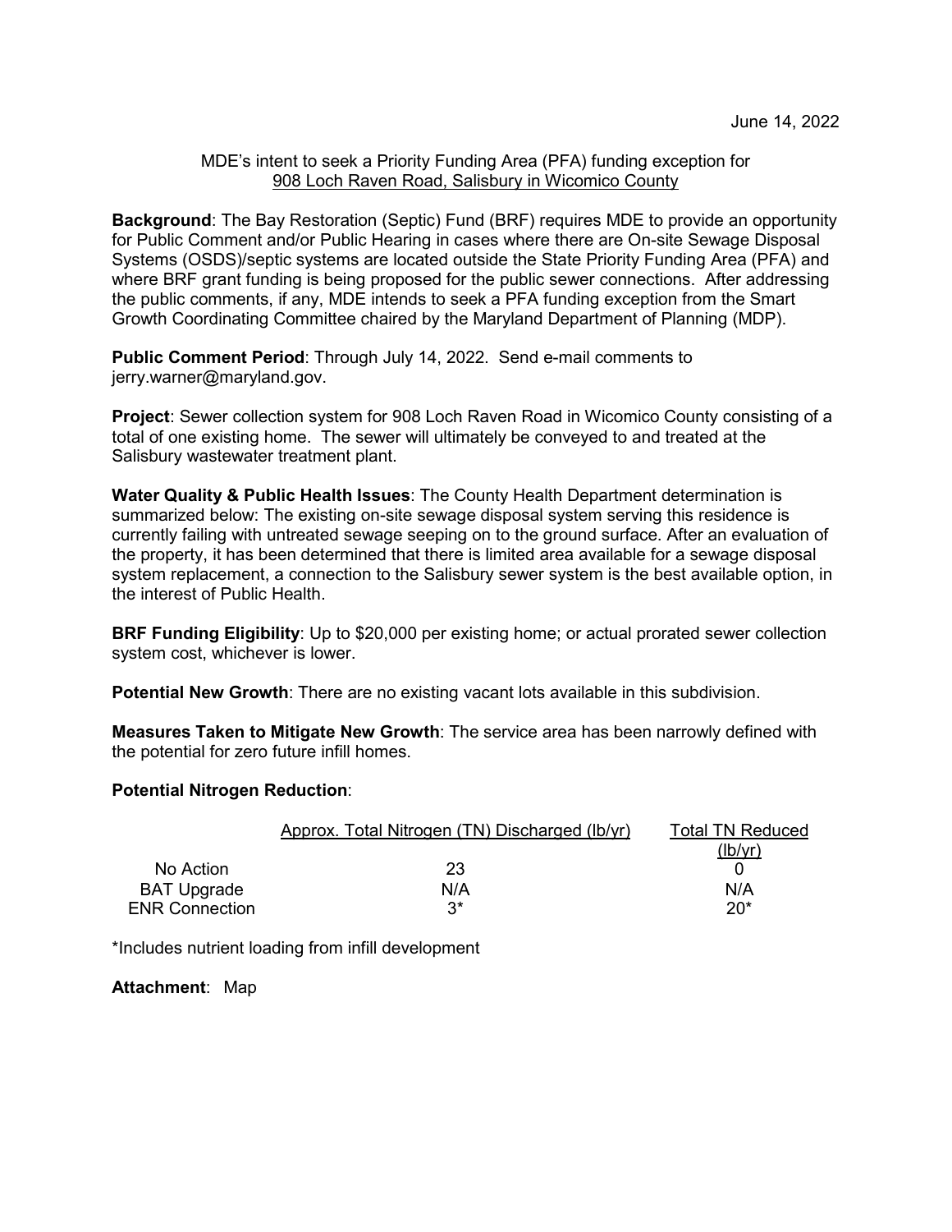June 14, 2022

MDE's intent to seek a Priority Funding Area (PFA) funding exception for
908 Loch Raven Road, Salisbury in Wicomico County

**Background**: The Bay Restoration (Septic) Fund (BRF) requires MDE to provide an opportunity for Public Comment and/or Public Hearing in cases where there are On-site Sewage Disposal Systems (OSDS)/septic systems are located outside the State Priority Funding Area (PFA) and where BRF grant funding is being proposed for the public sewer connections. After addressing the public comments, if any, MDE intends to seek a PFA funding exception from the Smart Growth Coordinating Committee chaired by the Maryland Department of Planning (MDP).

**Public Comment Period**: Through July 14, 2022. Send e-mail comments to jerry.warner@maryland.gov.

**Project**: Sewer collection system for 908 Loch Raven Road in Wicomico County consisting of a total of one existing home. The sewer will ultimately be conveyed to and treated at the Salisbury wastewater treatment plant.

**Water Quality & Public Health Issues**: The County Health Department determination is summarized below: The existing on-site sewage disposal system serving this residence is currently failing with untreated sewage seeping on to the ground surface. After an evaluation of the property, it has been determined that there is limited area available for a sewage disposal system replacement, a connection to the Salisbury sewer system is the best available option, in the interest of Public Health.

**BRF Funding Eligibility**: Up to $20,000 per existing home; or actual prorated sewer collection system cost, whichever is lower.

**Potential New Growth**: There are no existing vacant lots available in this subdivision.

**Measures Taken to Mitigate New Growth**: The service area has been narrowly defined with the potential for zero future infill homes.

**Potential Nitrogen Reduction**:

| | Approx. Total Nitrogen (TN) Discharged (lb/yr) | Total TN Reduced (lb/yr) |
|---|---|---|
| No Action | 23 | 0 |
| BAT Upgrade | N/A | N/A |
| ENR Connection | 3* | 20* |

*Includes nutrient loading from infill development

**Attachment**: Map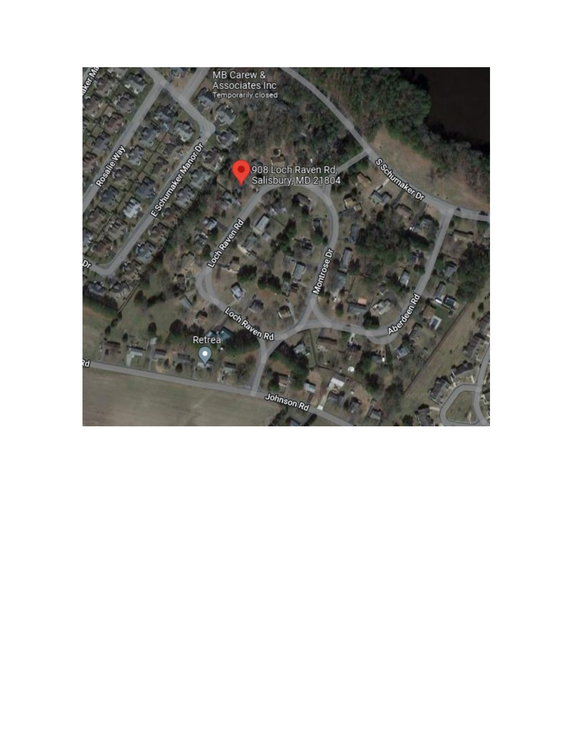MB Carew & Associates Inc
Temporarily closed

908 Loch Raven Rd, Salisbury, MD 21804

Rosalie Way

E Schumaker Manor Dr

S Schumaker Dr

Loch Raven Rd

Montrose Dr

Aberdeen Rd

Loch Raven Rd

Retrea

Johnson Rd